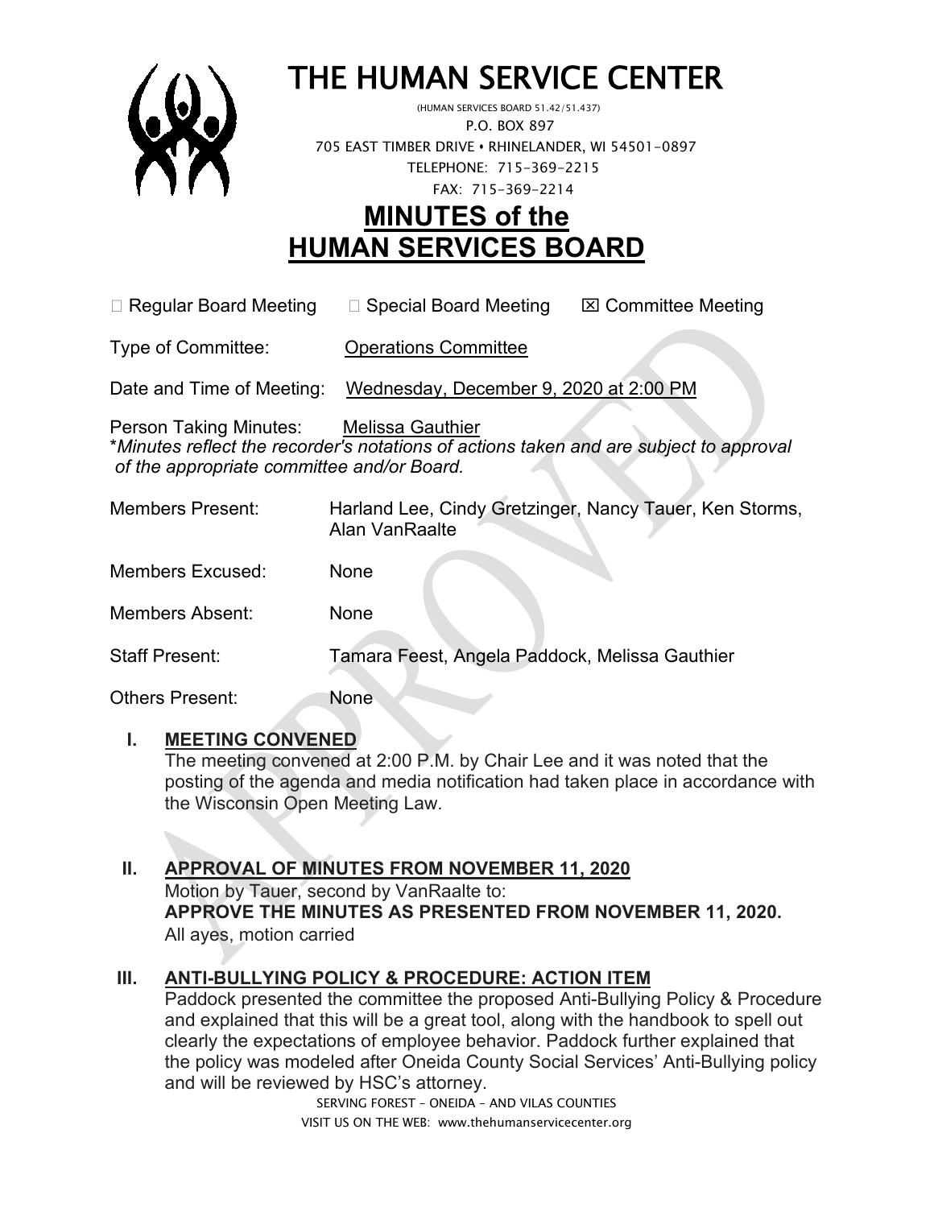# THE HUMAN SERVICE CENTER

(HUMAN SERVICES BOARD 51.42/51.437)
P.O. BOX 897
705 EAST TIMBER DRIVE • RHINELANDER, WI 54501-0897
TELEPHONE: 715-369-2215
FAX: 715-369-2214

# MINUTES of the HUMAN SERVICES BOARD

☐ Regular Board Meeting ☐ Special Board Meeting ☒ Committee Meeting

Type of Committee: Operations Committee

Date and Time of Meeting: Wednesday, December 9, 2020 at 2:00 PM

Person Taking Minutes: Melissa Gauthier
**Minutes reflect the recorder's notations of actions taken and are subject to approval of the appropriate committee and/or Board.*

Members Present: Harland Lee, Cindy Gretzinger, Nancy Tauer, Ken Storms, Alan VanRaalte

Members Excused: None

Members Absent: None

Staff Present: Tamara Feest, Angela Paddock, Melissa Gauthier

Others Present: None

## I. MEETING CONVENED

The meeting convened at 2:00 P.M. by Chair Lee and it was noted that the posting of the agenda and media notification had taken place in accordance with the Wisconsin Open Meeting Law.

## II. APPROVAL OF MINUTES FROM NOVEMBER 11, 2020

Motion by Tauer, second by VanRaalte to:
**APPROVE THE MINUTES AS PRESENTED FROM NOVEMBER 11, 2020.**
All ayes, motion carried

## III. ANTI-BULLYING POLICY & PROCEDURE: ACTION ITEM

Paddock presented the committee the proposed Anti-Bullying Policy & Procedure and explained that this will be a great tool, along with the handbook to spell out clearly the expectations of employee behavior. Paddock further explained that the policy was modeled after Oneida County Social Services' Anti-Bullying policy and will be reviewed by HSC's attorney.

SERVING FOREST – ONEIDA – AND VILAS COUNTIES
VISIT US ON THE WEB: www.thehumanservicecenter.org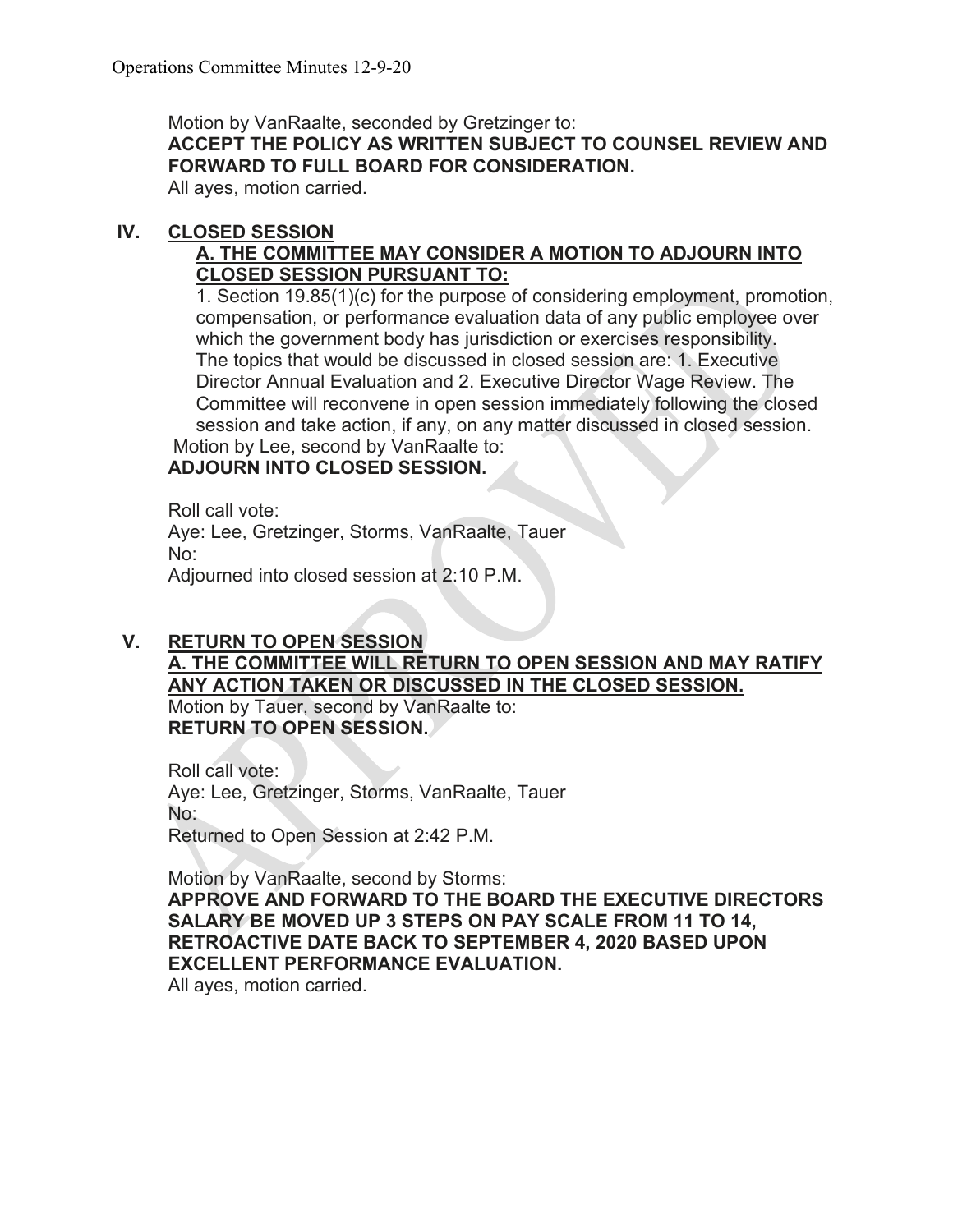Motion by VanRaalte, seconded by Gretzinger to:
**ACCEPT THE POLICY AS WRITTEN SUBJECT TO COUNSEL REVIEW AND FORWARD TO FULL BOARD FOR CONSIDERATION.**
All ayes, motion carried.

## IV. CLOSED SESSION

**A. THE COMMITTEE MAY CONSIDER A MOTION TO ADJOURN INTO CLOSED SESSION PURSUANT TO:**

1. Section 19.85(1)(c) for the purpose of considering employment, promotion, compensation, or performance evaluation data of any public employee over which the government body has jurisdiction or exercises responsibility. The topics that would be discussed in closed session are: 1. Executive Director Annual Evaluation and 2. Executive Director Wage Review. The Committee will reconvene in open session immediately following the closed session and take action, if any, on any matter discussed in closed session.

Motion by Lee, second by VanRaalte to:
**ADJOURN INTO CLOSED SESSION.**

Roll call vote:
Aye: Lee, Gretzinger, Storms, VanRaalte, Tauer
No:
Adjourned into closed session at 2:10 P.M.

## V. RETURN TO OPEN SESSION

**A. THE COMMITTEE WILL RETURN TO OPEN SESSION AND MAY RATIFY ANY ACTION TAKEN OR DISCUSSED IN THE CLOSED SESSION.**

Motion by Tauer, second by VanRaalte to:
**RETURN TO OPEN SESSION.**

Roll call vote:
Aye: Lee, Gretzinger, Storms, VanRaalte, Tauer
No:
Returned to Open Session at 2:42 P.M.

Motion by VanRaalte, second by Storms:
**APPROVE AND FORWARD TO THE BOARD THE EXECUTIVE DIRECTORS SALARY BE MOVED UP 3 STEPS ON PAY SCALE FROM 11 TO 14, RETROACTIVE DATE BACK TO SEPTEMBER 4, 2020 BASED UPON EXCELLENT PERFORMANCE EVALUATION.**
All ayes, motion carried.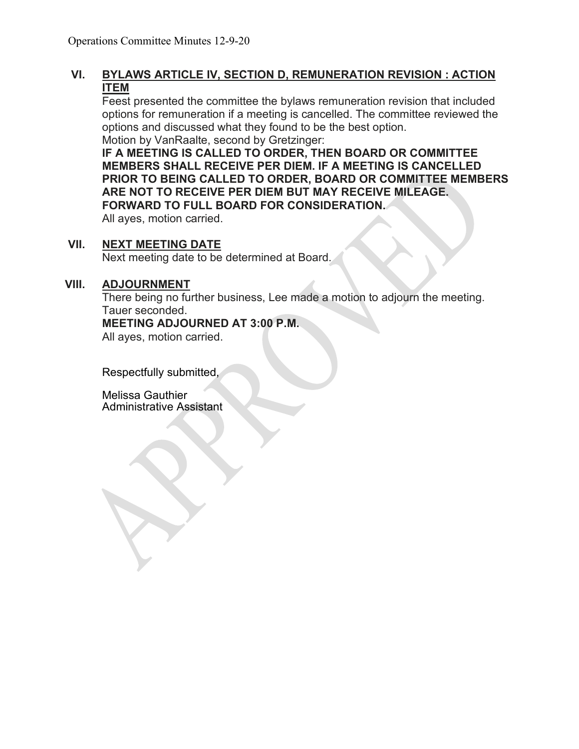## VI. BYLAWS ARTICLE IV, SECTION D, REMUNERATION REVISION : ACTION ITEM

Feest presented the committee the bylaws remuneration revision that included options for remuneration if a meeting is cancelled. The committee reviewed the options and discussed what they found to be the best option.

Motion by VanRaalte, second by Gretzinger:

**IF A MEETING IS CALLED TO ORDER, THEN BOARD OR COMMITTEE MEMBERS SHALL RECEIVE PER DIEM. IF A MEETING IS CANCELLED PRIOR TO BEING CALLED TO ORDER, BOARD OR COMMITTEE MEMBERS ARE NOT TO RECEIVE PER DIEM BUT MAY RECEIVE MILEAGE. FORWARD TO FULL BOARD FOR CONSIDERATION.**

All ayes, motion carried.

## VII. NEXT MEETING DATE

Next meeting date to be determined at Board.

## VIII. ADJOURNMENT

There being no further business, Lee made a motion to adjourn the meeting. Tauer seconded.

**MEETING ADJOURNED AT 3:00 P.M.**

All ayes, motion carried.

Respectfully submitted,

Melissa Gauthier
Administrative Assistant